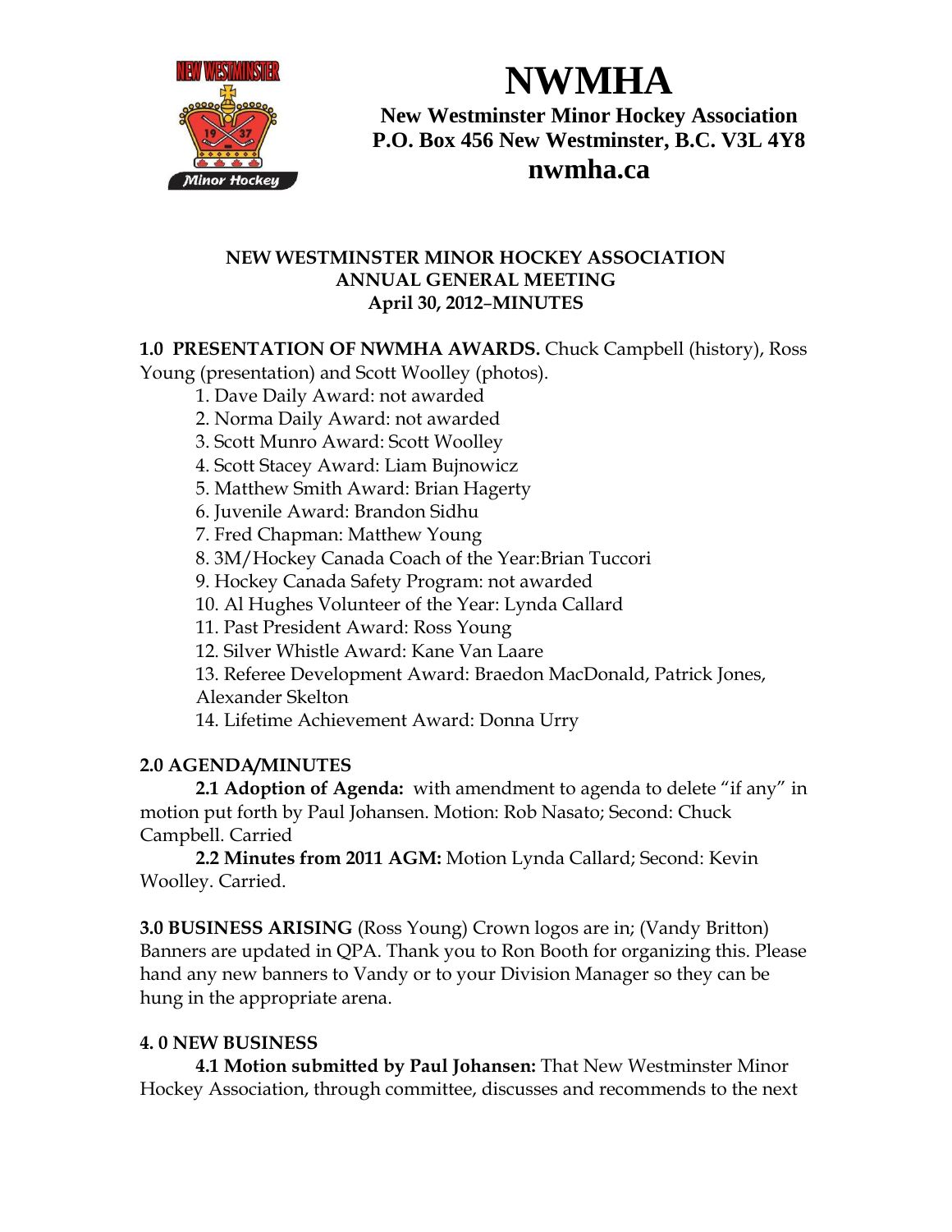# NWMHA

**New Westminster Minor Hockey Association**
**P.O. Box 456 New Westminster, B.C. V3L 4Y8**
**nwmha.ca**

## NEW WESTMINSTER MINOR HOCKEY ASSOCIATION ANNUAL GENERAL MEETING April 30, 2012–MINUTES

**1.0 PRESENTATION OF NWMHA AWARDS.** Chuck Campbell (history), Ross Young (presentation) and Scott Woolley (photos).

1. Dave Daily Award: not awarded
2. Norma Daily Award: not awarded
3. Scott Munro Award: Scott Woolley
4. Scott Stacey Award: Liam Bujnowicz
5. Matthew Smith Award: Brian Hagerty
6. Juvenile Award: Brandon Sidhu
7. Fred Chapman: Matthew Young
8. 3M/Hockey Canada Coach of the Year:Brian Tuccori
9. Hockey Canada Safety Program: not awarded
10. Al Hughes Volunteer of the Year: Lynda Callard
11. Past President Award: Ross Young
12. Silver Whistle Award: Kane Van Laare
13. Referee Development Award: Braedon MacDonald, Patrick Jones, Alexander Skelton
14. Lifetime Achievement Award: Donna Urry

**2.0 AGENDA/MINUTES**

**2.1 Adoption of Agenda:** with amendment to agenda to delete "if any" in motion put forth by Paul Johansen. Motion: Rob Nasato; Second: Chuck Campbell. Carried

**2.2 Minutes from 2011 AGM:** Motion Lynda Callard; Second: Kevin Woolley. Carried.

**3.0 BUSINESS ARISING** (Ross Young) Crown logos are in; (Vandy Britton) Banners are updated in QPA. Thank you to Ron Booth for organizing this. Please hand any new banners to Vandy or to your Division Manager so they can be hung in the appropriate arena.

**4. 0 NEW BUSINESS**

**4.1 Motion submitted by Paul Johansen:** That New Westminster Minor Hockey Association, through committee, discusses and recommends to the next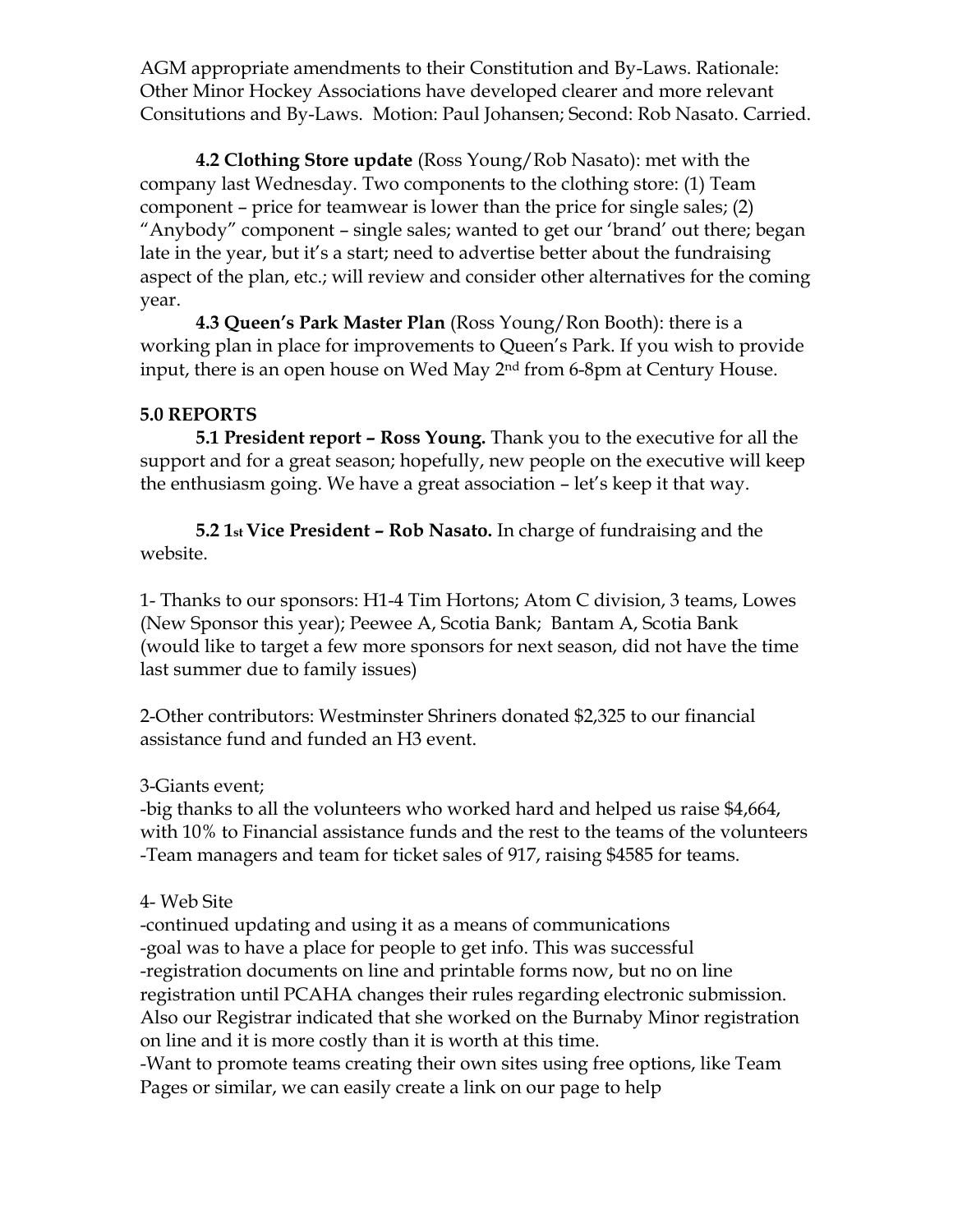AGM appropriate amendments to their Constitution and By-Laws. Rationale: Other Minor Hockey Associations have developed clearer and more relevant Consitutions and By-Laws. Motion: Paul Johansen; Second: Rob Nasato. Carried.

**4.2 Clothing Store update** (Ross Young/Rob Nasato): met with the company last Wednesday. Two components to the clothing store: (1) Team component – price for teamwear is lower than the price for single sales; (2) "Anybody" component – single sales; wanted to get our 'brand' out there; began late in the year, but it's a start; need to advertise better about the fundraising aspect of the plan, etc.; will review and consider other alternatives for the coming year.

**4.3 Queen's Park Master Plan** (Ross Young/Ron Booth): there is a working plan in place for improvements to Queen's Park. If you wish to provide input, there is an open house on Wed May 2nd from 6-8pm at Century House.

**5.0 REPORTS**

**5.1 President report – Ross Young.** Thank you to the executive for all the support and for a great season; hopefully, new people on the executive will keep the enthusiasm going. We have a great association – let's keep it that way.

**5.2 1st Vice President – Rob Nasato.** In charge of fundraising and the website.

1- Thanks to our sponsors: H1-4 Tim Hortons; Atom C division, 3 teams, Lowes (New Sponsor this year); Peewee A, Scotia Bank; Bantam A, Scotia Bank (would like to target a few more sponsors for next season, did not have the time last summer due to family issues)

2-Other contributors: Westminster Shriners donated $2,325 to our financial assistance fund and funded an H3 event.

3-Giants event;
-big thanks to all the volunteers who worked hard and helped us raise $4,664, with 10% to Financial assistance funds and the rest to the teams of the volunteers
-Team managers and team for ticket sales of 917, raising $4585 for teams.

4- Web Site
-continued updating and using it as a means of communications
-goal was to have a place for people to get info. This was successful
-registration documents on line and printable forms now, but no on line registration until PCAHA changes their rules regarding electronic submission. Also our Registrar indicated that she worked on the Burnaby Minor registration on line and it is more costly than it is worth at this time.
-Want to promote teams creating their own sites using free options, like Team Pages or similar, we can easily create a link on our page to help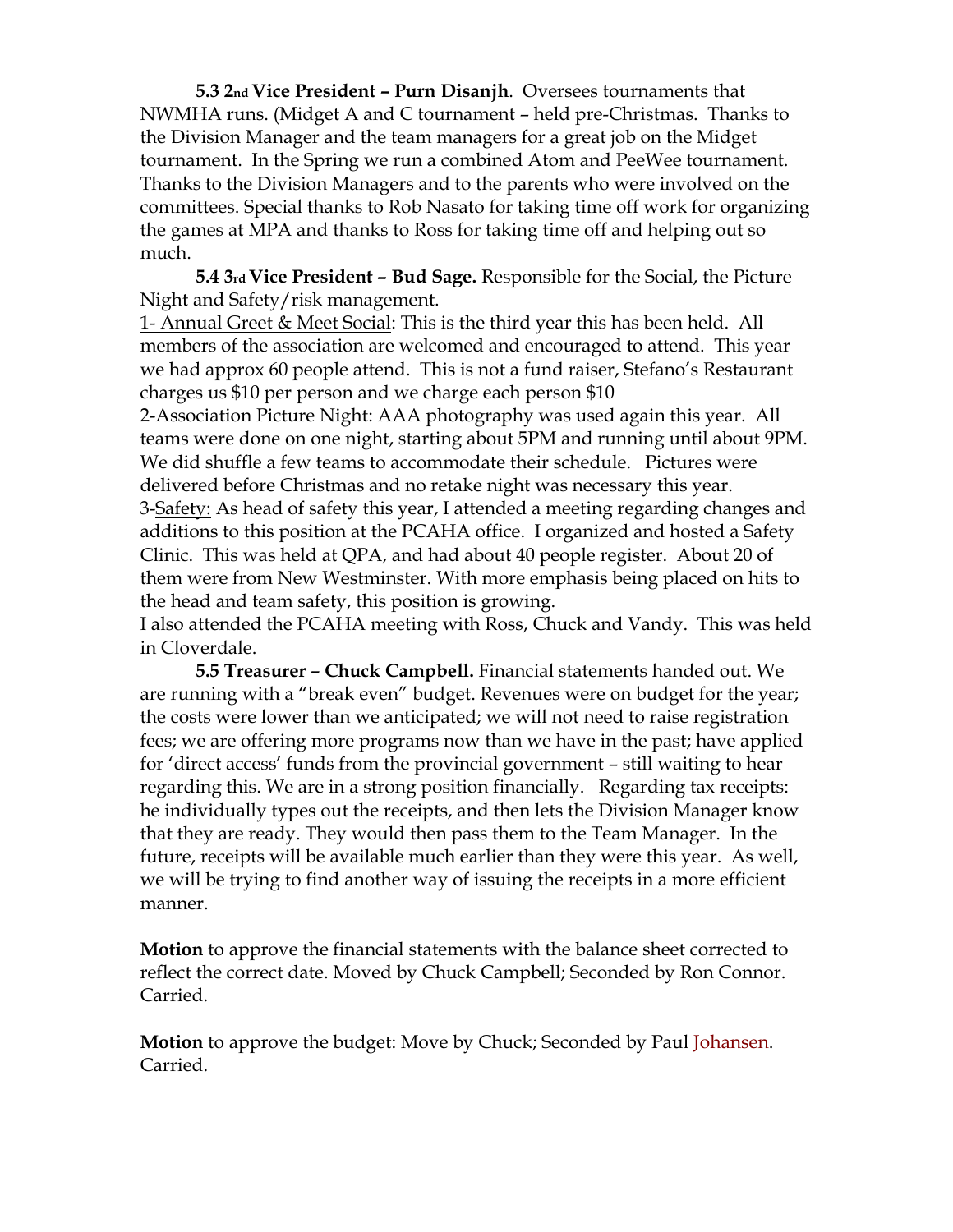**5.3 2nd Vice President – Purn Disanjh**. Oversees tournaments that NWMHA runs. (Midget A and C tournament – held pre-Christmas. Thanks to the Division Manager and the team managers for a great job on the Midget tournament. In the Spring we run a combined Atom and PeeWee tournament. Thanks to the Division Managers and to the parents who were involved on the committees. Special thanks to Rob Nasato for taking time off work for organizing the games at MPA and thanks to Ross for taking time off and helping out so much.

**5.4 3rd Vice President – Bud Sage.** Responsible for the Social, the Picture Night and Safety/risk management.

1- Annual Greet & Meet Social: This is the third year this has been held. All members of the association are welcomed and encouraged to attend. This year we had approx 60 people attend. This is not a fund raiser, Stefano's Restaurant charges us $10 per person and we charge each person $10

2-Association Picture Night: AAA photography was used again this year. All teams were done on one night, starting about 5PM and running until about 9PM. We did shuffle a few teams to accommodate their schedule. Pictures were delivered before Christmas and no retake night was necessary this year.

3-Safety: As head of safety this year, I attended a meeting regarding changes and additions to this position at the PCAHA office. I organized and hosted a Safety Clinic. This was held at QPA, and had about 40 people register. About 20 of them were from New Westminster. With more emphasis being placed on hits to the head and team safety, this position is growing.

I also attended the PCAHA meeting with Ross, Chuck and Vandy. This was held in Cloverdale.

**5.5 Treasurer – Chuck Campbell.** Financial statements handed out. We are running with a "break even" budget. Revenues were on budget for the year; the costs were lower than we anticipated; we will not need to raise registration fees; we are offering more programs now than we have in the past; have applied for 'direct access' funds from the provincial government – still waiting to hear regarding this. We are in a strong position financially. Regarding tax receipts: he individually types out the receipts, and then lets the Division Manager know that they are ready. They would then pass them to the Team Manager. In the future, receipts will be available much earlier than they were this year. As well, we will be trying to find another way of issuing the receipts in a more efficient manner.

**Motion** to approve the financial statements with the balance sheet corrected to reflect the correct date. Moved by Chuck Campbell; Seconded by Ron Connor. Carried.

**Motion** to approve the budget: Move by Chuck; Seconded by Paul Johansen. Carried.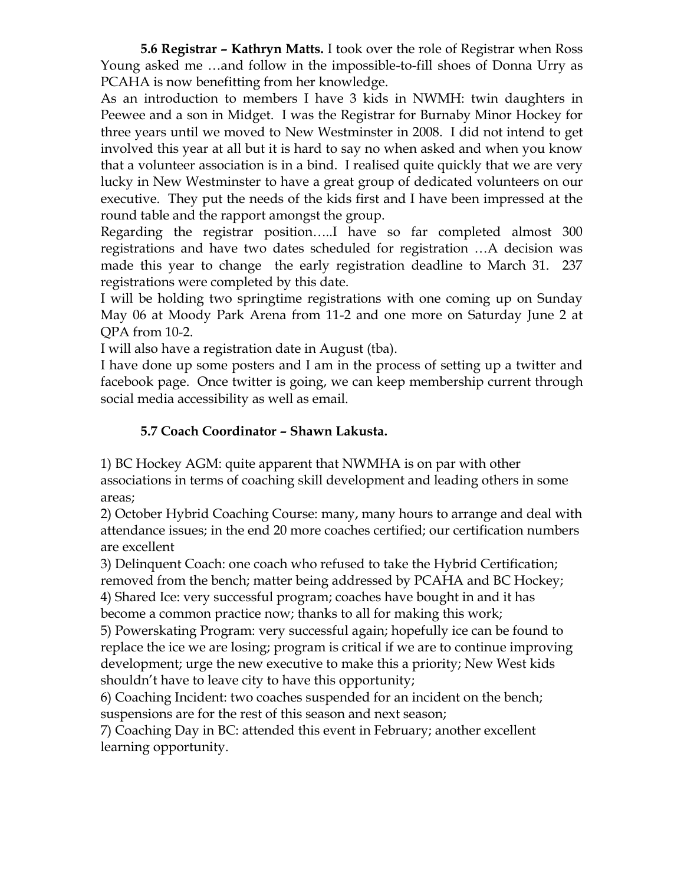**5.6 Registrar – Kathryn Matts.** I took over the role of Registrar when Ross Young asked me …and follow in the impossible-to-fill shoes of Donna Urry as PCAHA is now benefitting from her knowledge.

As an introduction to members I have 3 kids in NWMH: twin daughters in Peewee and a son in Midget. I was the Registrar for Burnaby Minor Hockey for three years until we moved to New Westminster in 2008. I did not intend to get involved this year at all but it is hard to say no when asked and when you know that a volunteer association is in a bind. I realised quite quickly that we are very lucky in New Westminster to have a great group of dedicated volunteers on our executive. They put the needs of the kids first and I have been impressed at the round table and the rapport amongst the group.

Regarding the registrar position…..I have so far completed almost 300 registrations and have two dates scheduled for registration …A decision was made this year to change the early registration deadline to March 31. 237 registrations were completed by this date.

I will be holding two springtime registrations with one coming up on Sunday May 06 at Moody Park Arena from 11-2 and one more on Saturday June 2 at QPA from 10-2.

I will also have a registration date in August (tba).

I have done up some posters and I am in the process of setting up a twitter and facebook page. Once twitter is going, we can keep membership current through social media accessibility as well as email.

**5.7 Coach Coordinator – Shawn Lakusta.**

1) BC Hockey AGM: quite apparent that NWMHA is on par with other associations in terms of coaching skill development and leading others in some areas;

2) October Hybrid Coaching Course: many, many hours to arrange and deal with attendance issues; in the end 20 more coaches certified; our certification numbers are excellent

3) Delinquent Coach: one coach who refused to take the Hybrid Certification; removed from the bench; matter being addressed by PCAHA and BC Hockey;

4) Shared Ice: very successful program; coaches have bought in and it has become a common practice now; thanks to all for making this work;

5) Powerskating Program: very successful again; hopefully ice can be found to replace the ice we are losing; program is critical if we are to continue improving development; urge the new executive to make this a priority; New West kids shouldn't have to leave city to have this opportunity;

6) Coaching Incident: two coaches suspended for an incident on the bench; suspensions are for the rest of this season and next season;

7) Coaching Day in BC: attended this event in February; another excellent learning opportunity.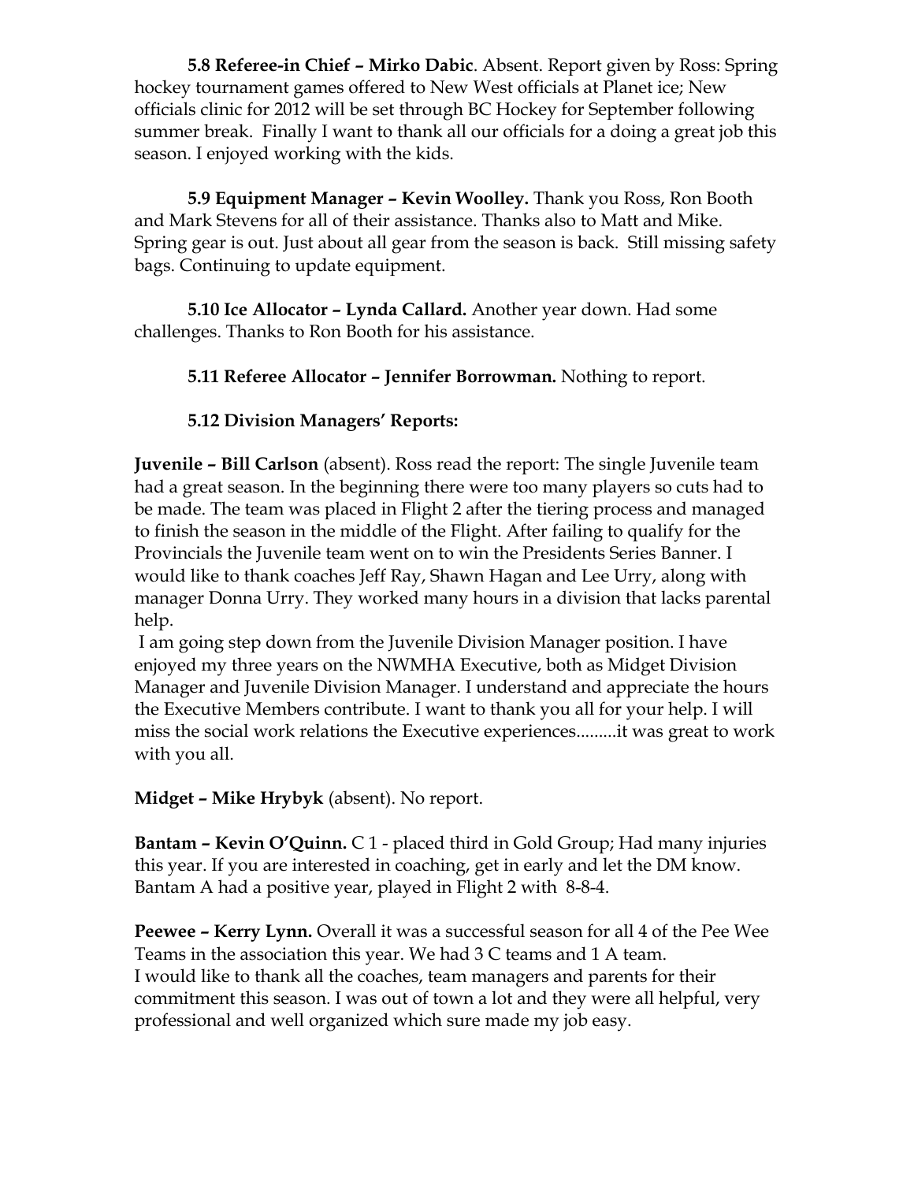**5.8 Referee-in Chief – Mirko Dabic**. Absent. Report given by Ross: Spring hockey tournament games offered to New West officials at Planet ice; New officials clinic for 2012 will be set through BC Hockey for September following summer break. Finally I want to thank all our officials for a doing a great job this season. I enjoyed working with the kids.

**5.9 Equipment Manager – Kevin Woolley.** Thank you Ross, Ron Booth and Mark Stevens for all of their assistance. Thanks also to Matt and Mike. Spring gear is out. Just about all gear from the season is back. Still missing safety bags. Continuing to update equipment.

**5.10 Ice Allocator – Lynda Callard.** Another year down. Had some challenges. Thanks to Ron Booth for his assistance.

**5.11 Referee Allocator – Jennifer Borrowman.** Nothing to report.

**5.12 Division Managers' Reports:**

**Juvenile – Bill Carlson** (absent). Ross read the report: The single Juvenile team had a great season. In the beginning there were too many players so cuts had to be made. The team was placed in Flight 2 after the tiering process and managed to finish the season in the middle of the Flight. After failing to qualify for the Provincials the Juvenile team went on to win the Presidents Series Banner. I would like to thank coaches Jeff Ray, Shawn Hagan and Lee Urry, along with manager Donna Urry. They worked many hours in a division that lacks parental help.

I am going step down from the Juvenile Division Manager position. I have enjoyed my three years on the NWMHA Executive, both as Midget Division Manager and Juvenile Division Manager. I understand and appreciate the hours the Executive Members contribute. I want to thank you all for your help. I will miss the social work relations the Executive experiences.........it was great to work with you all.

**Midget – Mike Hrybyk** (absent). No report.

**Bantam – Kevin O'Quinn.** C 1 - placed third in Gold Group; Had many injuries this year. If you are interested in coaching, get in early and let the DM know. Bantam A had a positive year, played in Flight 2 with 8-8-4.

**Peewee – Kerry Lynn.** Overall it was a successful season for all 4 of the Pee Wee Teams in the association this year. We had 3 C teams and 1 A team.
I would like to thank all the coaches, team managers and parents for their commitment this season. I was out of town a lot and they were all helpful, very professional and well organized which sure made my job easy.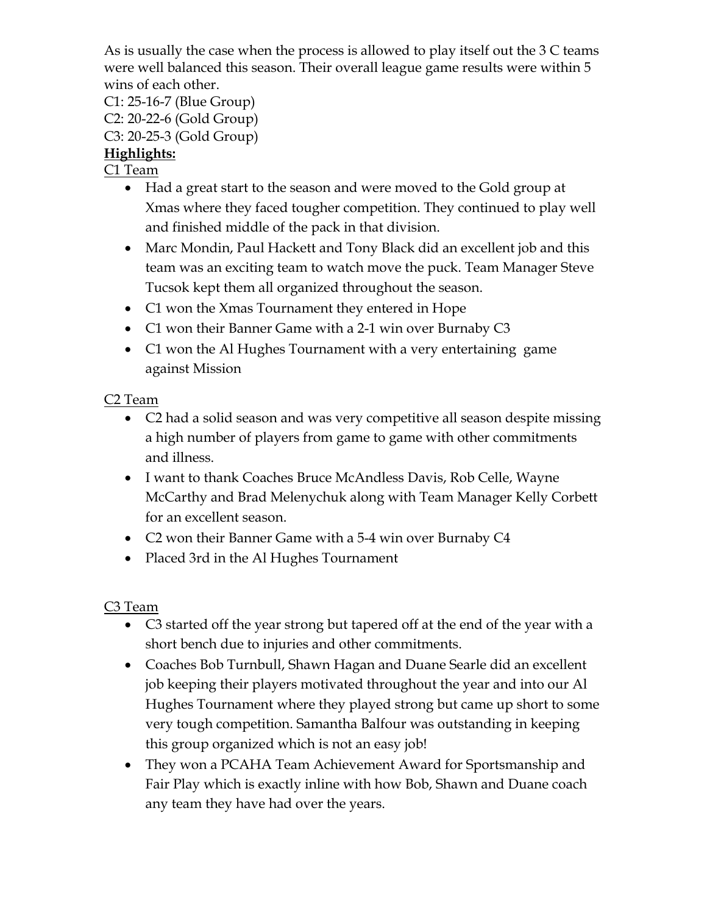As is usually the case when the process is allowed to play itself out the 3 C teams were well balanced this season. Their overall league game results were within 5 wins of each other.

C1: 25-16-7 (Blue Group)
C2: 20-22-6 (Gold Group)
C3: 20-25-3 (Gold Group)

**Highlights:**

C1 Team

- Had a great start to the season and were moved to the Gold group at Xmas where they faced tougher competition. They continued to play well and finished middle of the pack in that division.
- Marc Mondin, Paul Hackett and Tony Black did an excellent job and this team was an exciting team to watch move the puck. Team Manager Steve Tucsok kept them all organized throughout the season.
- C1 won the Xmas Tournament they entered in Hope
- C1 won their Banner Game with a 2-1 win over Burnaby C3
- C1 won the Al Hughes Tournament with a very entertaining game against Mission

C2 Team

- C2 had a solid season and was very competitive all season despite missing a high number of players from game to game with other commitments and illness.
- I want to thank Coaches Bruce McAndless Davis, Rob Celle, Wayne McCarthy and Brad Melenychuk along with Team Manager Kelly Corbett for an excellent season.
- C2 won their Banner Game with a 5-4 win over Burnaby C4
- Placed 3rd in the Al Hughes Tournament

C3 Team

- C3 started off the year strong but tapered off at the end of the year with a short bench due to injuries and other commitments.
- Coaches Bob Turnbull, Shawn Hagan and Duane Searle did an excellent job keeping their players motivated throughout the year and into our Al Hughes Tournament where they played strong but came up short to some very tough competition. Samantha Balfour was outstanding in keeping this group organized which is not an easy job!
- They won a PCAHA Team Achievement Award for Sportsmanship and Fair Play which is exactly inline with how Bob, Shawn and Duane coach any team they have had over the years.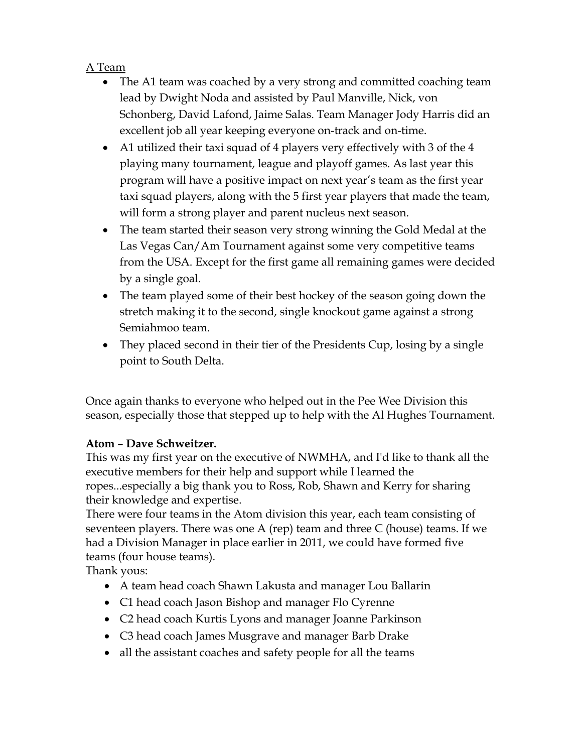A Team

- The A1 team was coached by a very strong and committed coaching team lead by Dwight Noda and assisted by Paul Manville, Nick, von Schonberg, David Lafond, Jaime Salas. Team Manager Jody Harris did an excellent job all year keeping everyone on-track and on-time.
- A1 utilized their taxi squad of 4 players very effectively with 3 of the 4 playing many tournament, league and playoff games. As last year this program will have a positive impact on next year's team as the first year taxi squad players, along with the 5 first year players that made the team, will form a strong player and parent nucleus next season.
- The team started their season very strong winning the Gold Medal at the Las Vegas Can/Am Tournament against some very competitive teams from the USA. Except for the first game all remaining games were decided by a single goal.
- The team played some of their best hockey of the season going down the stretch making it to the second, single knockout game against a strong Semiahmoo team.
- They placed second in their tier of the Presidents Cup, losing by a single point to South Delta.

Once again thanks to everyone who helped out in the Pee Wee Division this season, especially those that stepped up to help with the Al Hughes Tournament.

**Atom – Dave Schweitzer.**

This was my first year on the executive of NWMHA, and I'd like to thank all the executive members for their help and support while I learned the ropes...especially a big thank you to Ross, Rob, Shawn and Kerry for sharing their knowledge and expertise.

There were four teams in the Atom division this year, each team consisting of seventeen players. There was one A (rep) team and three C (house) teams. If we had a Division Manager in place earlier in 2011, we could have formed five teams (four house teams).

Thank yous:

- A team head coach Shawn Lakusta and manager Lou Ballarin
- C1 head coach Jason Bishop and manager Flo Cyrenne
- C2 head coach Kurtis Lyons and manager Joanne Parkinson
- C3 head coach James Musgrave and manager Barb Drake
- all the assistant coaches and safety people for all the teams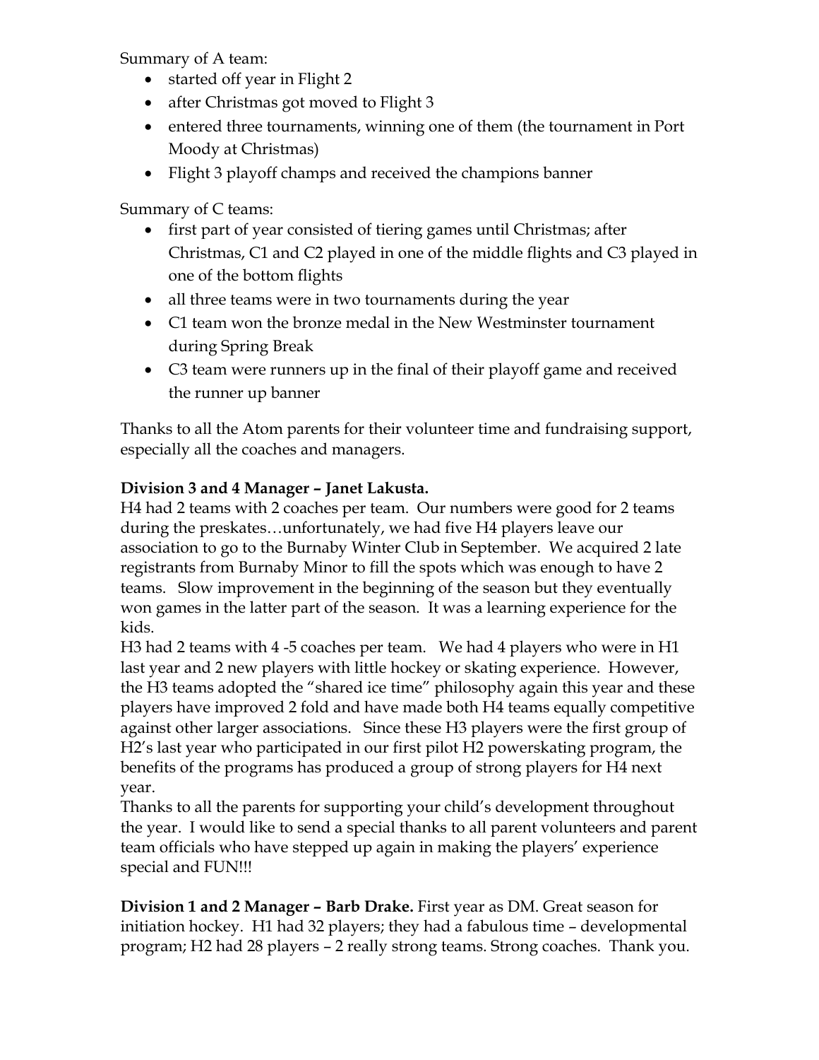Summary of A team:

- started off year in Flight 2
- after Christmas got moved to Flight 3
- entered three tournaments, winning one of them (the tournament in Port Moody at Christmas)
- Flight 3 playoff champs and received the champions banner

Summary of C teams:

- first part of year consisted of tiering games until Christmas; after Christmas, C1 and C2 played in one of the middle flights and C3 played in one of the bottom flights
- all three teams were in two tournaments during the year
- C1 team won the bronze medal in the New Westminster tournament during Spring Break
- C3 team were runners up in the final of their playoff game and received the runner up banner

Thanks to all the Atom parents for their volunteer time and fundraising support, especially all the coaches and managers.

**Division 3 and 4 Manager – Janet Lakusta.**
H4 had 2 teams with 2 coaches per team. Our numbers were good for 2 teams during the preskates…unfortunately, we had five H4 players leave our association to go to the Burnaby Winter Club in September. We acquired 2 late registrants from Burnaby Minor to fill the spots which was enough to have 2 teams. Slow improvement in the beginning of the season but they eventually won games in the latter part of the season. It was a learning experience for the kids.
H3 had 2 teams with 4 -5 coaches per team. We had 4 players who were in H1 last year and 2 new players with little hockey or skating experience. However, the H3 teams adopted the "shared ice time" philosophy again this year and these players have improved 2 fold and have made both H4 teams equally competitive against other larger associations. Since these H3 players were the first group of H2's last year who participated in our first pilot H2 powerskating program, the benefits of the programs has produced a group of strong players for H4 next year.
Thanks to all the parents for supporting your child's development throughout the year. I would like to send a special thanks to all parent volunteers and parent team officials who have stepped up again in making the players' experience special and FUN!!!

**Division 1 and 2 Manager – Barb Drake.** First year as DM. Great season for initiation hockey. H1 had 32 players; they had a fabulous time – developmental program; H2 had 28 players – 2 really strong teams. Strong coaches. Thank you.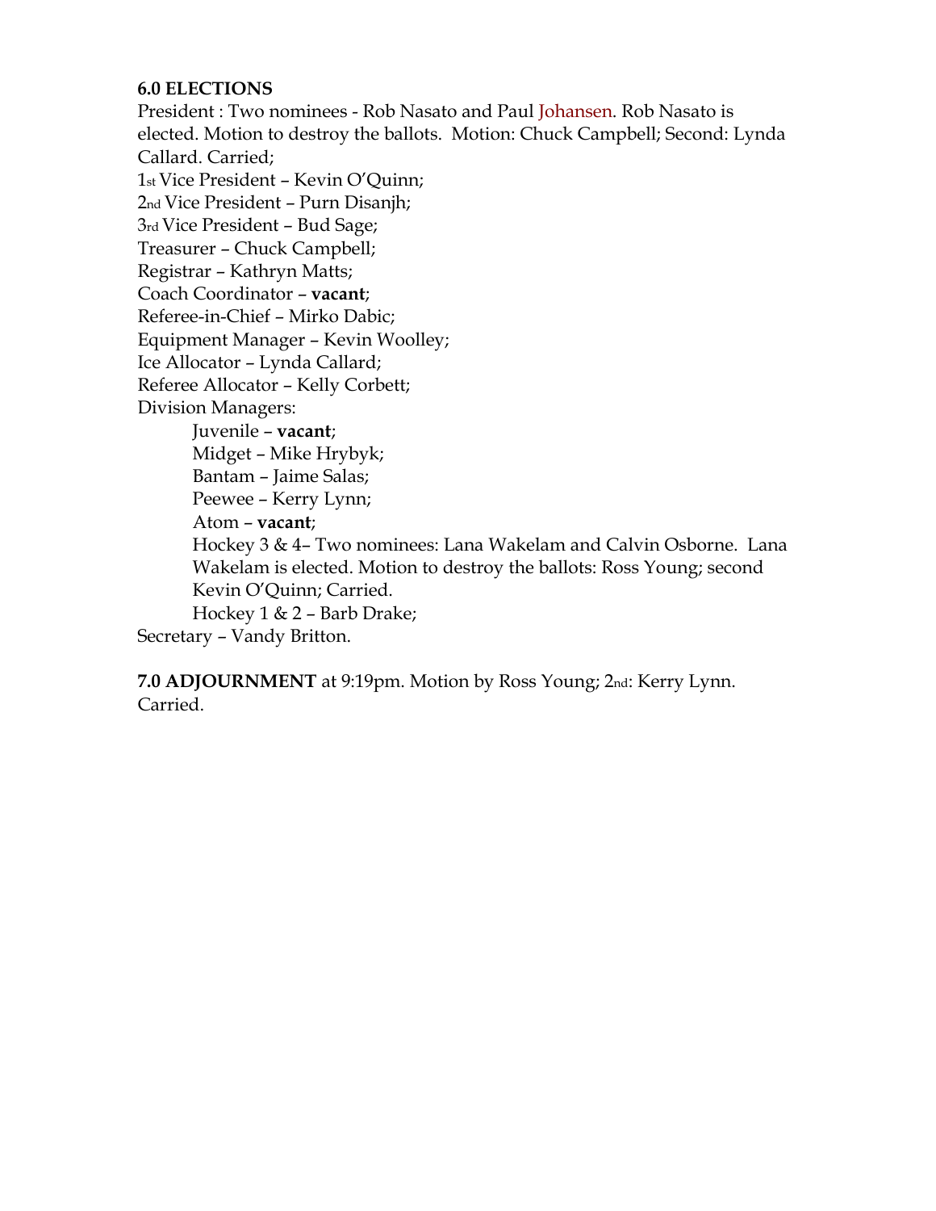**6.0 ELECTIONS**

President : Two nominees - Rob Nasato and Paul Johansen. Rob Nasato is elected. Motion to destroy the ballots. Motion: Chuck Campbell; Second: Lynda Callard. Carried;

1st Vice President – Kevin O'Quinn;
2nd Vice President – Purn Disanjh;
3rd Vice President – Bud Sage;
Treasurer – Chuck Campbell;
Registrar – Kathryn Matts;
Coach Coordinator – **vacant**;
Referee-in-Chief – Mirko Dabic;
Equipment Manager – Kevin Woolley;
Ice Allocator – Lynda Callard;
Referee Allocator – Kelly Corbett;
Division Managers:

- Juvenile – **vacant**;
- Midget – Mike Hrybyk;
- Bantam – Jaime Salas;
- Peewee – Kerry Lynn;
- Atom – **vacant**;
- Hockey 3 & 4– Two nominees: Lana Wakelam and Calvin Osborne. Lana Wakelam is elected. Motion to destroy the ballots: Ross Young; second Kevin O'Quinn; Carried.
- Hockey 1 & 2 – Barb Drake;

Secretary – Vandy Britton.

**7.0 ADJOURNMENT** at 9:19pm. Motion by Ross Young; 2nd: Kerry Lynn. Carried.